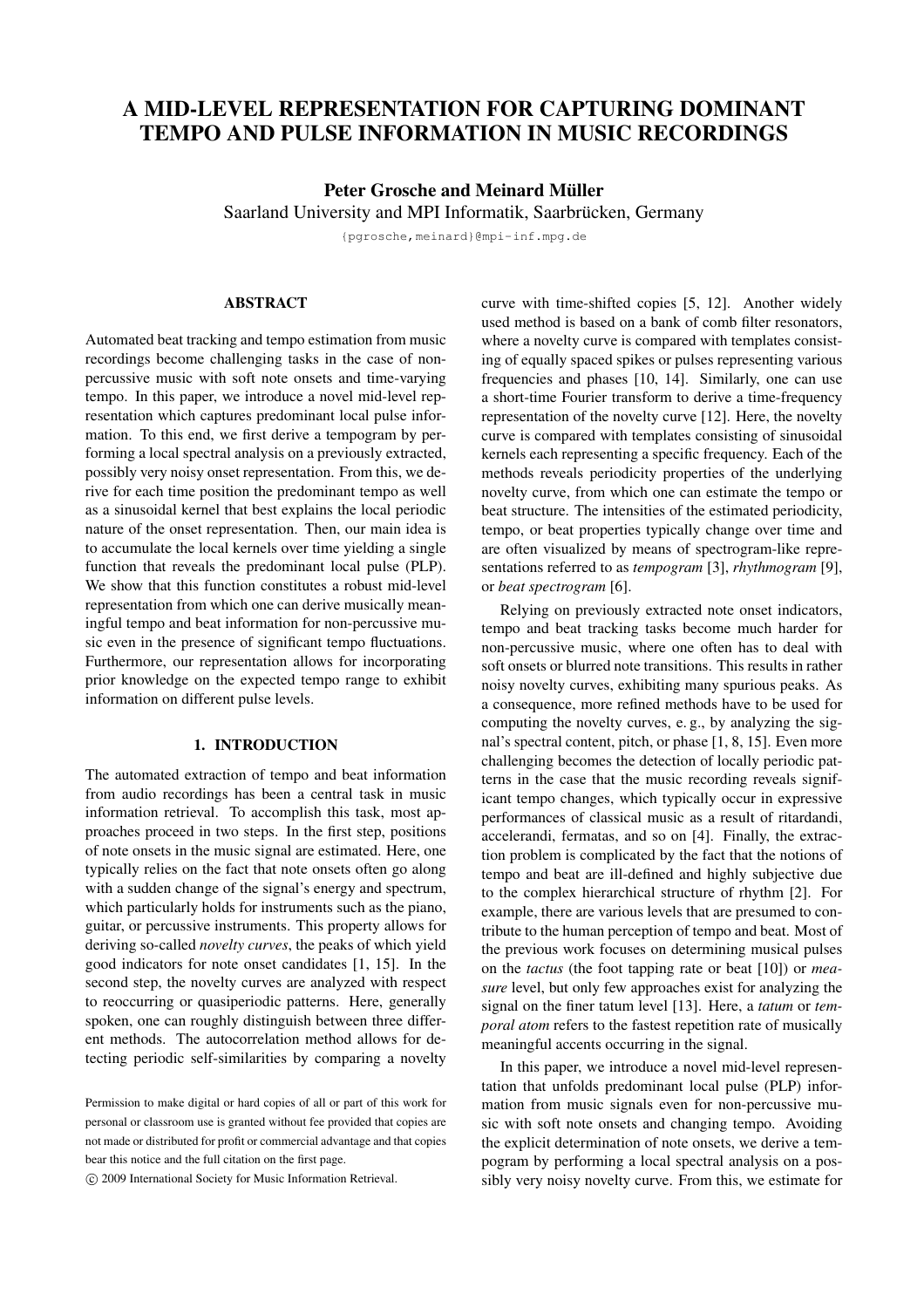# A MID-LEVEL REPRESENTATION FOR CAPTURING DOMINANT TEMPO AND PULSE INFORMATION IN MUSIC RECORDINGS

**Peter Grosche and Meinard Müller**
Saarland University and MPI Informatik, Saarbrücken, Germany
{pgrosche,meinard}@mpi-inf.mpg.de

## ABSTRACT

Automated beat tracking and tempo estimation from music recordings become challenging tasks in the case of non-percussive music with soft note onsets and time-varying tempo. In this paper, we introduce a novel mid-level representation which captures predominant local pulse information. To this end, we first derive a tempogram by performing a local spectral analysis on a previously extracted, possibly very noisy onset representation. From this, we derive for each time position the predominant tempo as well as a sinusoidal kernel that best explains the local periodic nature of the onset representation. Then, our main idea is to accumulate the local kernels over time yielding a single function that reveals the predominant local pulse (PLP). We show that this function constitutes a robust mid-level representation from which one can derive musically meaningful tempo and beat information for non-percussive music even in the presence of significant tempo fluctuations. Furthermore, our representation allows for incorporating prior knowledge on the expected tempo range to exhibit information on different pulse levels.

## 1. INTRODUCTION

The automated extraction of tempo and beat information from audio recordings has been a central task in music information retrieval. To accomplish this task, most approaches proceed in two steps. In the first step, positions of note onsets in the music signal are estimated. Here, one typically relies on the fact that note onsets often go along with a sudden change of the signal's energy and spectrum, which particularly holds for instruments such as the piano, guitar, or percussive instruments. This property allows for deriving so-called *novelty curves*, the peaks of which yield good indicators for note onset candidates [1, 15]. In the second step, the novelty curves are analyzed with respect to reoccurring or quasiperiodic patterns. Here, generally spoken, one can roughly distinguish between three different methods. The autocorrelation method allows for detecting periodic self-similarities by comparing a novelty curve with time-shifted copies [5, 12]. Another widely used method is based on a bank of comb filter resonators, where a novelty curve is compared with templates consisting of equally spaced spikes or pulses representing various frequencies and phases [10, 14]. Similarly, one can use a short-time Fourier transform to derive a time-frequency representation of the novelty curve [12]. Here, the novelty curve is compared with templates consisting of sinusoidal kernels each representing a specific frequency. Each of the methods reveals periodicity properties of the underlying novelty curve, from which one can estimate the tempo or beat structure. The intensities of the estimated periodicity, tempo, or beat properties typically change over time and are often visualized by means of spectrogram-like representations referred to as *tempogram* [3], *rhythmogram* [9], or *beat spectrogram* [6].

Relying on previously extracted note onset indicators, tempo and beat tracking tasks become much harder for non-percussive music, where one often has to deal with soft onsets or blurred note transitions. This results in rather noisy novelty curves, exhibiting many spurious peaks. As a consequence, more refined methods have to be used for computing the novelty curves, e. g., by analyzing the signal's spectral content, pitch, or phase [1, 8, 15]. Even more challenging becomes the detection of locally periodic patterns in the case that the music recording reveals significant tempo changes, which typically occur in expressive performances of classical music as a result of ritardandi, accelerandi, fermatas, and so on [4]. Finally, the extraction problem is complicated by the fact that the notions of tempo and beat are ill-defined and highly subjective due to the complex hierarchical structure of rhythm [2]. For example, there are various levels that are presumed to contribute to the human perception of tempo and beat. Most of the previous work focuses on determining musical pulses on the *tactus* (the foot tapping rate or beat [10]) or *measure* level, but only few approaches exist for analyzing the signal on the finer tatum level [13]. Here, a *tatum* or *temporal atom* refers to the fastest repetition rate of musically meaningful accents occurring in the signal.

In this paper, we introduce a novel mid-level representation that unfolds predominant local pulse (PLP) information from music signals even for non-percussive music with soft note onsets and changing tempo. Avoiding the explicit determination of note onsets, we derive a tempogram by performing a local spectral analysis on a possibly very noisy novelty curve. From this, we estimate for

Permission to make digital or hard copies of all or part of this work for personal or classroom use is granted without fee provided that copies are not made or distributed for profit or commercial advantage and that copies bear this notice and the full citation on the first page.

© 2009 International Society for Music Information Retrieval.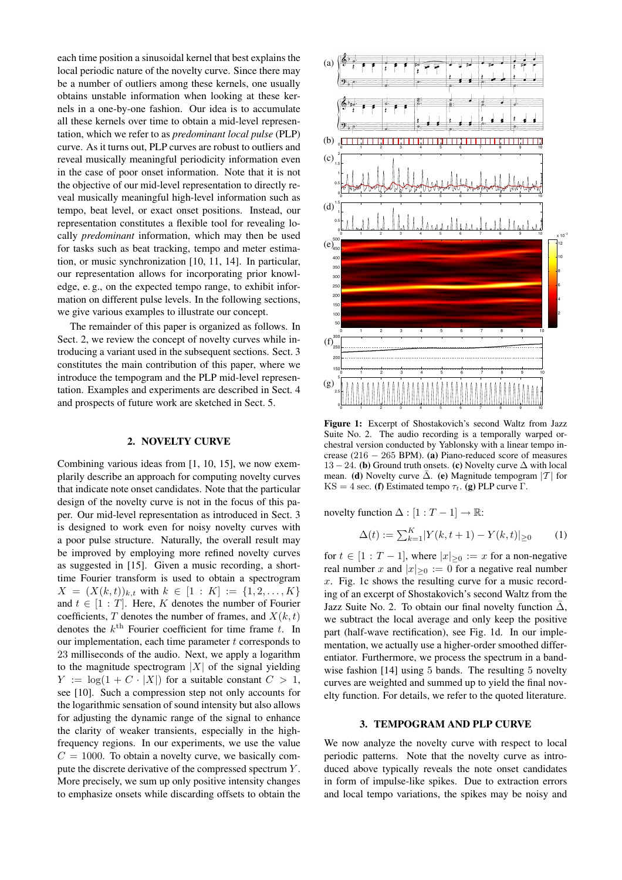each time position a sinusoidal kernel that best explains the local periodic nature of the novelty curve. Since there may be a number of outliers among these kernels, one usually obtains unstable information when looking at these kernels in a one-by-one fashion. Our idea is to accumulate all these kernels over time to obtain a mid-level representation, which we refer to as *predominant local pulse* (PLP) curve. As it turns out, PLP curves are robust to outliers and reveal musically meaningful periodicity information even in the case of poor onset information. Note that it is not the objective of our mid-level representation to directly reveal musically meaningful high-level information such as tempo, beat level, or exact onset positions. Instead, our representation constitutes a flexible tool for revealing locally *predominant* information, which may then be used for tasks such as beat tracking, tempo and meter estimation, or music synchronization [10, 11, 14]. In particular, our representation allows for incorporating prior knowledge, e. g., on the expected tempo range, to exhibit information on different pulse levels. In the following sections, we give various examples to illustrate our concept.

The remainder of this paper is organized as follows. In Sect. 2, we review the concept of novelty curves while introducing a variant used in the subsequent sections. Sect. 3 constitutes the main contribution of this paper, where we introduce the tempogram and the PLP mid-level representation. Examples and experiments are described in Sect. 4 and prospects of future work are sketched in Sect. 5.

## 2. NOVELTY CURVE

Combining various ideas from [1, 10, 15], we now exemplarily describe an approach for computing novelty curves that indicate note onset candidates. Note that the particular design of the novelty curve is not in the focus of this paper. Our mid-level representation as introduced in Sect. 3 is designed to work even for noisy novelty curves with a poor pulse structure. Naturally, the overall result may be improved by employing more refined novelty curves as suggested in [15]. Given a music recording, a short-time Fourier transform is used to obtain a spectrogram $X = (X(k,t))_{k,t}$ with $k \in [1:K] := \{1,2,\ldots,K\}$ and $t \in [1:T]$. Here, $K$ denotes the number of Fourier coefficients, $T$ denotes the number of frames, and $X(k,t)$ denotes the $k^{\text{th}}$ Fourier coefficient for time frame $t$. In our implementation, each time parameter $t$ corresponds to 23 milliseconds of the audio. Next, we apply a logarithm to the magnitude spectrogram $|X|$ of the signal yielding $Y := \log(1 + C \cdot |X|)$ for a suitable constant $C > 1$, see [10]. Such a compression step not only accounts for the logarithmic sensation of sound intensity but also allows for adjusting the dynamic range of the signal to enhance the clarity of weaker transients, especially in the high-frequency regions. In our experiments, we use the value $C = 1000$. To obtain a novelty curve, we basically compute the discrete derivative of the compressed spectrum $Y$. More precisely, we sum up only positive intensity changes to emphasize onsets while discarding offsets to obtain the novelty function $\Delta : [1 : T-1] \to \mathbb{R}$:

$$\Delta(t) := \sum_{k=1}^{K} |Y(k,t+1) - Y(k,t)|_{\geq 0} \qquad (1)$$

for $t \in [1 : T-1]$, where $|x|_{\geq 0} := x$ for a non-negative real number $x$ and $|x|_{\geq 0} := 0$ for a negative real number $x$. Fig. 1c shows the resulting curve for a music recording of an excerpt of Shostakovich's second Waltz from the Jazz Suite No. 2. To obtain our final novelty function $\bar{\Delta}$, we subtract the local average and only keep the positive part (half-wave rectification), see Fig. 1d. In our implementation, we actually use a higher-order smoothed differentiator. Furthermore, we process the spectrum in a bandwise fashion [14] using 5 bands. The resulting 5 novelty curves are weighted and summed up to yield the final novelty function. For details, we refer to the quoted literature.

**Figure 1:** Excerpt of Shostakovich's second Waltz from Jazz Suite No. 2. The audio recording is a temporally warped orchestral version conducted by Yablonsky with a linear tempo increase ($216 - 265$ BPM). **(a)** Piano-reduced score of measures $13 - 24$. **(b)** Ground truth onsets. **(c)** Novelty curve $\Delta$ with local mean. **(d)** Novelty curve $\bar{\Delta}$. **(e)** Magnitude tempogram $|\mathcal{T}|$ for KS = 4 sec. **(f)** Estimated tempo $\tau_t$. **(g)** PLP curve $\Gamma$.

## 3. TEMPOGRAM AND PLP CURVE

We now analyze the novelty curve with respect to local periodic patterns. Note that the novelty curve as introduced above typically reveals the note onset candidates in form of impulse-like spikes. Due to extraction errors and local tempo variations, the spikes may be noisy and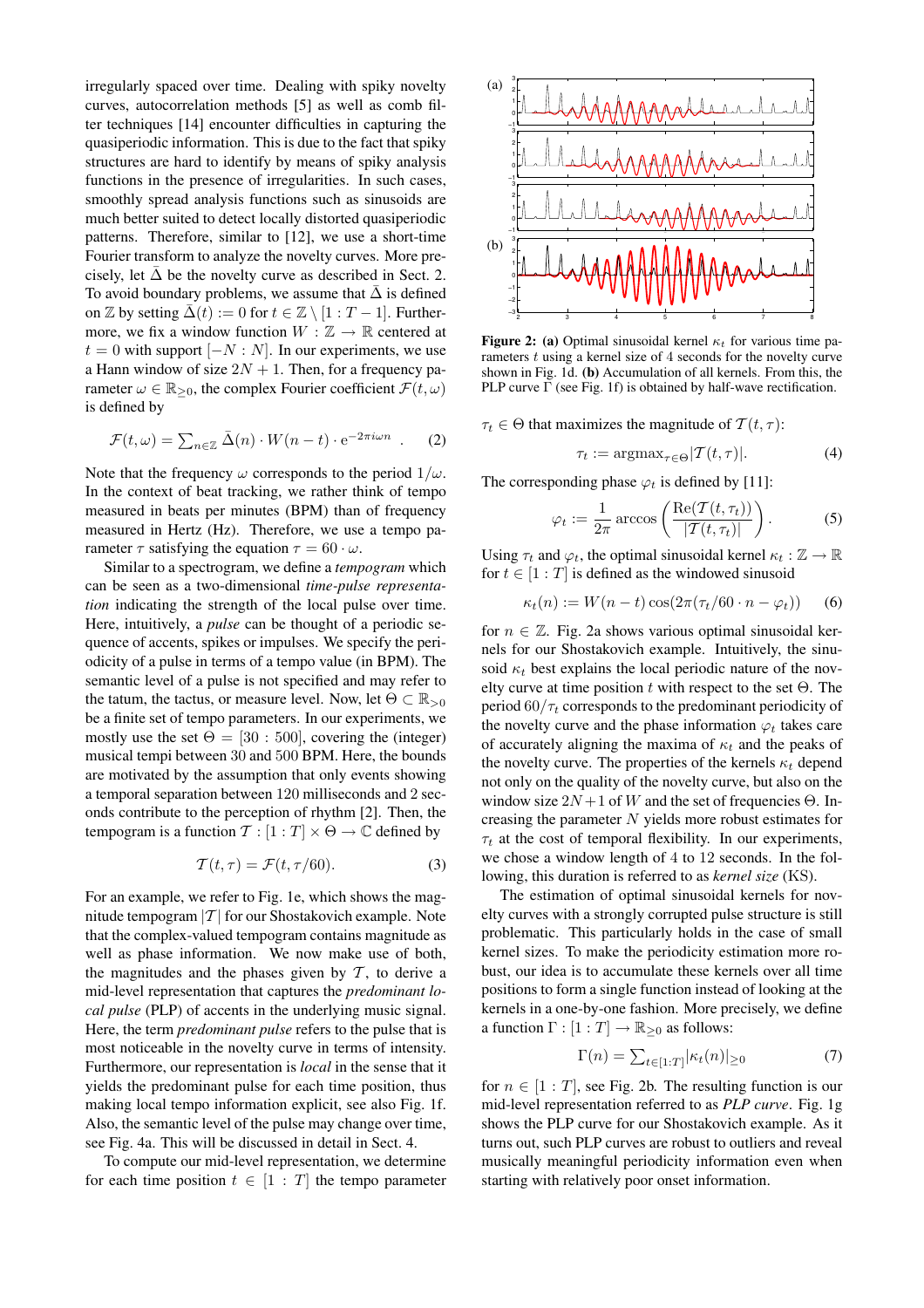irregularly spaced over time. Dealing with spiky novelty curves, autocorrelation methods [5] as well as comb filter techniques [14] encounter difficulties in capturing the quasiperiodic information. This is due to the fact that spiky structures are hard to identify by means of spiky analysis functions in the presence of irregularities. In such cases, smoothly spread analysis functions such as sinusoids are much better suited to detect locally distorted quasiperiodic patterns. Therefore, similar to [12], we use a short-time Fourier transform to analyze the novelty curves. More precisely, let $\bar{\Delta}$ be the novelty curve as described in Sect. 2. To avoid boundary problems, we assume that $\bar{\Delta}$ is defined on $\mathbb{Z}$ by setting $\bar{\Delta}(t) := 0$ for $t \in \mathbb{Z} \setminus [1 : T-1]$. Furthermore, we fix a window function $W : \mathbb{Z} \to \mathbb{R}$ centered at $t = 0$ with support $[-N : N]$. In our experiments, we use a Hann window of size $2N + 1$. Then, for a frequency parameter $\omega \in \mathbb{R}_{\geq 0}$, the complex Fourier coefficient $\mathcal{F}(t, \omega)$ is defined by

$$\mathcal{F}(t,\omega) = \sum_{n\in\mathbb{Z}} \bar{\Delta}(n) \cdot W(n-t) \cdot \mathrm{e}^{-2\pi i \omega n} \ . \qquad (2)$$

Note that the frequency $\omega$ corresponds to the period $1/\omega$. In the context of beat tracking, we rather think of tempo measured in beats per minutes (BPM) than of frequency measured in Hertz (Hz). Therefore, we use a tempo parameter $\tau$ satisfying the equation $\tau = 60 \cdot \omega$.

Similar to a spectrogram, we define a *tempogram* which can be seen as a two-dimensional *time-pulse representation* indicating the strength of the local pulse over time. Here, intuitively, a *pulse* can be thought of a periodic sequence of accents, spikes or impulses. We specify the periodicity of a pulse in terms of a tempo value (in BPM). The semantic level of a pulse is not specified and may refer to the tatum, the tactus, or measure level. Now, let $\Theta \subset \mathbb{R}_{>0}$ be a finite set of tempo parameters. In our experiments, we mostly use the set $\Theta = [30 : 500]$, covering the (integer) musical tempi between 30 and 500 BPM. Here, the bounds are motivated by the assumption that only events showing a temporal separation between 120 milliseconds and 2 seconds contribute to the perception of rhythm [2]. Then, the tempogram is a function $\mathcal{T} : [1 : T] \times \Theta \to \mathbb{C}$ defined by

$$\mathcal{T}(t,\tau) = \mathcal{F}(t,\tau/60). \qquad (3)$$

For an example, we refer to Fig. 1e, which shows the magnitude tempogram $|\mathcal{T}|$ for our Shostakovich example. Note that the complex-valued tempogram contains magnitude as well as phase information. We now make use of both, the magnitudes and the phases given by $\mathcal{T}$, to derive a mid-level representation that captures the *predominant local pulse* (PLP) of accents in the underlying music signal. Here, the term *predominant pulse* refers to the pulse that is most noticeable in the novelty curve in terms of intensity. Furthermore, our representation is *local* in the sense that it yields the predominant pulse for each time position, thus making local tempo information explicit, see also Fig. 1f. Also, the semantic level of the pulse may change over time, see Fig. 4a. This will be discussed in detail in Sect. 4.

To compute our mid-level representation, we determine for each time position $t \in [1 : T]$ the tempo parameter $\tau_t \in \Theta$ that maximizes the magnitude of $\mathcal{T}(t,\tau)$:

$$\tau_t := \mathrm{argmax}_{\tau\in\Theta} |\mathcal{T}(t,\tau)|. \qquad (4)$$

The corresponding phase $\varphi_t$ is defined by [11]:

$$\varphi_t := \frac{1}{2\pi} \arccos\left(\frac{\mathrm{Re}(\mathcal{T}(t,\tau_t))}{|\mathcal{T}(t,\tau_t)|}\right). \qquad (5)$$

Using $\tau_t$ and $\varphi_t$, the optimal sinusoidal kernel $\kappa_t : \mathbb{Z} \to \mathbb{R}$ for $t \in [1 : T]$ is defined as the windowed sinusoid

$$\kappa_t(n) := W(n-t)\cos(2\pi(\tau_t/60 \cdot n - \varphi_t)) \qquad (6)$$

for $n \in \mathbb{Z}$. Fig. 2a shows various optimal sinusoidal kernels for our Shostakovich example. Intuitively, the sinusoid $\kappa_t$ best explains the local periodic nature of the novelty curve at time position $t$ with respect to the set $\Theta$. The period $60/\tau_t$ corresponds to the predominant periodicity of the novelty curve and the phase information $\varphi_t$ takes care of accurately aligning the maxima of $\kappa_t$ and the peaks of the novelty curve. The properties of the kernels $\kappa_t$ depend not only on the quality of the novelty curve, but also on the window size $2N+1$ of $W$ and the set of frequencies $\Theta$. Increasing the parameter $N$ yields more robust estimates for $\tau_t$ at the cost of temporal flexibility. In our experiments, we chose a window length of 4 to 12 seconds. In the following, this duration is referred to as *kernel size* (KS).

The estimation of optimal sinusoidal kernels for novelty curves with a strongly corrupted pulse structure is still problematic. This particularly holds in the case of small kernel sizes. To make the periodicity estimation more robust, our idea is to accumulate these kernels over all time positions to form a single function instead of looking at the kernels in a one-by-one fashion. More precisely, we define a function $\Gamma : [1 : T] \to \mathbb{R}_{\geq 0}$ as follows:

$$\Gamma(n) = \sum_{t\in[1:T]} |\kappa_t(n)|_{\geq 0} \qquad (7)$$

for $n \in [1 : T]$, see Fig. 2b. The resulting function is our mid-level representation referred to as *PLP curve*. Fig. 1g shows the PLP curve for our Shostakovich example. As it turns out, such PLP curves are robust to outliers and reveal musically meaningful periodicity information even when starting with relatively poor onset information.

**Figure 2: (a)** Optimal sinusoidal kernel $\kappa_t$ for various time parameters $t$ using a kernel size of 4 seconds for the novelty curve shown in Fig. 1d. **(b)** Accumulation of all kernels. From this, the PLP curve $\Gamma$ (see Fig. 1f) is obtained by half-wave rectification.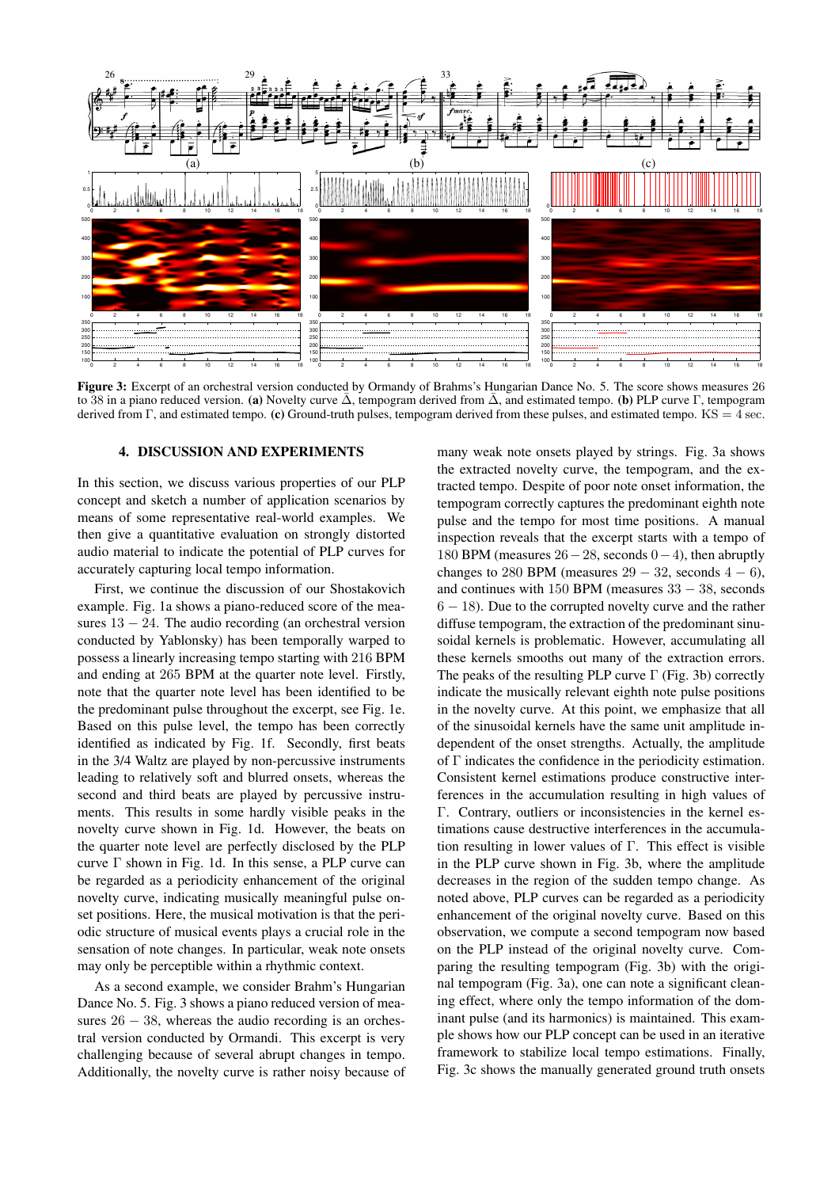**Figure 3:** Excerpt of an orchestral version conducted by Ormandy of Brahms's Hungarian Dance No. 5. The score shows measures 26 to 38 in a piano reduced version. **(a)** Novelty curve $\bar{\Delta}$, tempogram derived from $\bar{\Delta}$, and estimated tempo. **(b)** PLP curve $\Gamma$, tempogram derived from $\Gamma$, and estimated tempo. **(c)** Ground-truth pulses, tempogram derived from these pulses, and estimated tempo. $\mathrm{KS} = 4$ sec.

## 4. DISCUSSION AND EXPERIMENTS

In this section, we discuss various properties of our PLP concept and sketch a number of application scenarios by means of some representative real-world examples. We then give a quantitative evaluation on strongly distorted audio material to indicate the potential of PLP curves for accurately capturing local tempo information.

First, we continue the discussion of our Shostakovich example. Fig. 1a shows a piano-reduced score of the measures $13-24$. The audio recording (an orchestral version conducted by Yablonsky) has been temporally warped to possess a linearly increasing tempo starting with 216 BPM and ending at 265 BPM at the quarter note level. Firstly, note that the quarter note level has been identified to be the predominant pulse throughout the excerpt, see Fig. 1e. Based on this pulse level, the tempo has been correctly identified as indicated by Fig. 1f. Secondly, first beats in the 3/4 Waltz are played by non-percussive instruments leading to relatively soft and blurred onsets, whereas the second and third beats are played by percussive instruments. This results in some hardly visible peaks in the novelty curve shown in Fig. 1d. However, the beats on the quarter note level are perfectly disclosed by the PLP curve $\Gamma$ shown in Fig. 1d. In this sense, a PLP curve can be regarded as a periodicity enhancement of the original novelty curve, indicating musically meaningful pulse onset positions. Here, the musical motivation is that the periodic structure of musical events plays a crucial role in the sensation of note changes. In particular, weak note onsets may only be perceptible within a rhythmic context.

As a second example, we consider Brahm's Hungarian Dance No. 5. Fig. 3 shows a piano reduced version of measures $26-38$, whereas the audio recording is an orchestral version conducted by Ormandi. This excerpt is very challenging because of several abrupt changes in tempo. Additionally, the novelty curve is rather noisy because of many weak note onsets played by strings. Fig. 3a shows the extracted novelty curve, the tempogram, and the extracted tempo. Despite of poor note onset information, the tempogram correctly captures the predominant eighth note pulse and the tempo for most time positions. A manual inspection reveals that the excerpt starts with a tempo of 180 BPM (measures $26-28$, seconds $0-4$), then abruptly changes to 280 BPM (measures $29-32$, seconds $4-6$), and continues with 150 BPM (measures $33-38$, seconds $6-18$). Due to the corrupted novelty curve and the rather diffuse tempogram, the extraction of the predominant sinusoidal kernels is problematic. However, accumulating all these kernels smooths out many of the extraction errors. The peaks of the resulting PLP curve $\Gamma$ (Fig. 3b) correctly indicate the musically relevant eighth note pulse positions in the novelty curve. At this point, we emphasize that all of the sinusoidal kernels have the same unit amplitude independent of the onset strengths. Actually, the amplitude of $\Gamma$ indicates the confidence in the periodicity estimation. Consistent kernel estimations produce constructive interferences in the accumulation resulting in high values of $\Gamma$. Contrary, outliers or inconsistencies in the kernel estimations cause destructive interferences in the accumulation resulting in lower values of $\Gamma$. This effect is visible in the PLP curve shown in Fig. 3b, where the amplitude decreases in the region of the sudden tempo change. As noted above, PLP curves can be regarded as a periodicity enhancement of the original novelty curve. Based on this observation, we compute a second tempogram now based on the PLP instead of the original novelty curve. Comparing the resulting tempogram (Fig. 3b) with the original tempogram (Fig. 3a), one can note a significant cleaning effect, where only the tempo information of the dominant pulse (and its harmonics) is maintained. This example shows how our PLP concept can be used in an iterative framework to stabilize local tempo estimations. Finally, Fig. 3c shows the manually generated ground truth onsets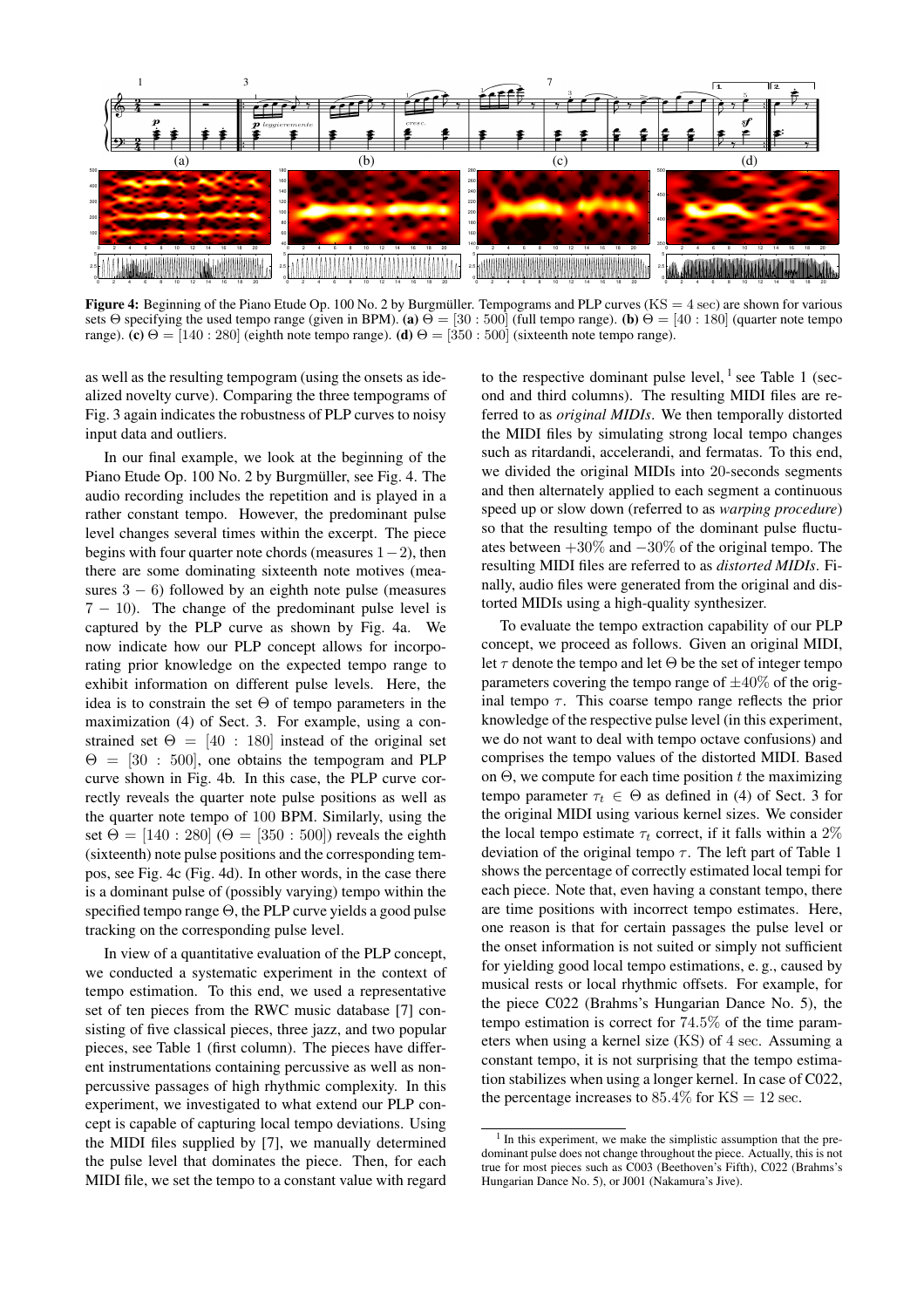**Figure 4:** Beginning of the Piano Etude Op. 100 No. 2 by Burgmüller. Tempograms and PLP curves (KS $= 4$ sec) are shown for various sets $\Theta$ specifying the used tempo range (given in BPM). **(a)** $\Theta = [30:500]$ (full tempo range). **(b)** $\Theta = [40:180]$ (quarter note tempo range). **(c)** $\Theta = [140:280]$ (eighth note tempo range). **(d)** $\Theta = [350:500]$ (sixteenth note tempo range).

as well as the resulting tempogram (using the onsets as idealized novelty curve). Comparing the three tempograms of Fig. 3 again indicates the robustness of PLP curves to noisy input data and outliers.

In our final example, we look at the beginning of the Piano Etude Op. 100 No. 2 by Burgmüller, see Fig. 4. The audio recording includes the repetition and is played in a rather constant tempo. However, the predominant pulse level changes several times within the excerpt. The piece begins with four quarter note chords (measures $1-2$), then there are some dominating sixteenth note motives (measures $3-6$) followed by an eighth note pulse (measures $7-10$). The change of the predominant pulse level is captured by the PLP curve as shown by Fig. 4a. We now indicate how our PLP concept allows for incorporating prior knowledge on the expected tempo range to exhibit information on different pulse levels. Here, the idea is to constrain the set $\Theta$ of tempo parameters in the maximization (4) of Sect. 3. For example, using a constrained set $\Theta = [40:180]$ instead of the original set $\Theta = [30:500]$, one obtains the tempogram and PLP curve shown in Fig. 4b. In this case, the PLP curve correctly reveals the quarter note pulse positions as well as the quarter note tempo of 100 BPM. Similarly, using the set $\Theta = [140:280]$ ($\Theta = [350:500]$) reveals the eighth (sixteenth) note pulse positions and the corresponding tempos, see Fig. 4c (Fig. 4d). In other words, in the case there is a dominant pulse of (possibly varying) tempo within the specified tempo range $\Theta$, the PLP curve yields a good pulse tracking on the corresponding pulse level.

In view of a quantitative evaluation of the PLP concept, we conducted a systematic experiment in the context of tempo estimation. To this end, we used a representative set of ten pieces from the RWC music database [7] consisting of five classical pieces, three jazz, and two popular pieces, see Table 1 (first column). The pieces have different instrumentations containing percussive as well as non-percussive passages of high rhythmic complexity. In this experiment, we investigated to what extend our PLP concept is capable of capturing local tempo deviations. Using the MIDI files supplied by [7], we manually determined the pulse level that dominates the piece. Then, for each MIDI file, we set the tempo to a constant value with regard to the respective dominant pulse level,[1] see Table 1 (second and third columns). The resulting MIDI files are referred to as *original MIDIs*. We then temporally distorted the MIDI files by simulating strong local tempo changes such as ritardandi, accelerandi, and fermatas. To this end, we divided the original MIDIs into 20-seconds segments and then alternately applied to each segment a continuous speed up or slow down (referred to as *warping procedure*) so that the resulting tempo of the dominant pulse fluctuates between $+30\%$ and $-30\%$ of the original tempo. The resulting MIDI files are referred to as *distorted MIDIs*. Finally, audio files were generated from the original and distorted MIDIs using a high-quality synthesizer.

To evaluate the tempo extraction capability of our PLP concept, we proceed as follows. Given an original MIDI, let $\tau$ denote the tempo and let $\Theta$ be the set of integer tempo parameters covering the tempo range of $\pm 40\%$ of the original tempo $\tau$. This coarse tempo range reflects the prior knowledge of the respective pulse level (in this experiment, we do not want to deal with tempo octave confusions) and comprises the tempo values of the distorted MIDI. Based on $\Theta$, we compute for each time position $t$ the maximizing tempo parameter $\tau_t \in \Theta$ as defined in (4) of Sect. 3 for the original MIDI using various kernel sizes. We consider the local tempo estimate $\tau_t$ correct, if it falls within a $2\%$ deviation of the original tempo $\tau$. The left part of Table 1 shows the percentage of correctly estimated local tempi for each piece. Note that, even having a constant tempo, there are time positions with incorrect tempo estimates. Here, one reason is that for certain passages the pulse level or the onset information is not suited or simply not sufficient for yielding good local tempo estimations, e. g., caused by musical rests or local rhythmic offsets. For example, for the piece C022 (Brahms's Hungarian Dance No. 5), the tempo estimation is correct for $74.5\%$ of the time parameters when using a kernel size (KS) of $4$ sec. Assuming a constant tempo, it is not surprising that the tempo estimation stabilizes when using a longer kernel. In case of C022, the percentage increases to $85.4\%$ for KS $= 12$ sec.

[1] In this experiment, we make the simplistic assumption that the predominant pulse does not change throughout the piece. Actually, this is not true for most pieces such as C003 (Beethoven's Fifth), C022 (Brahms's Hungarian Dance No. 5), or J001 (Nakamura's Jive).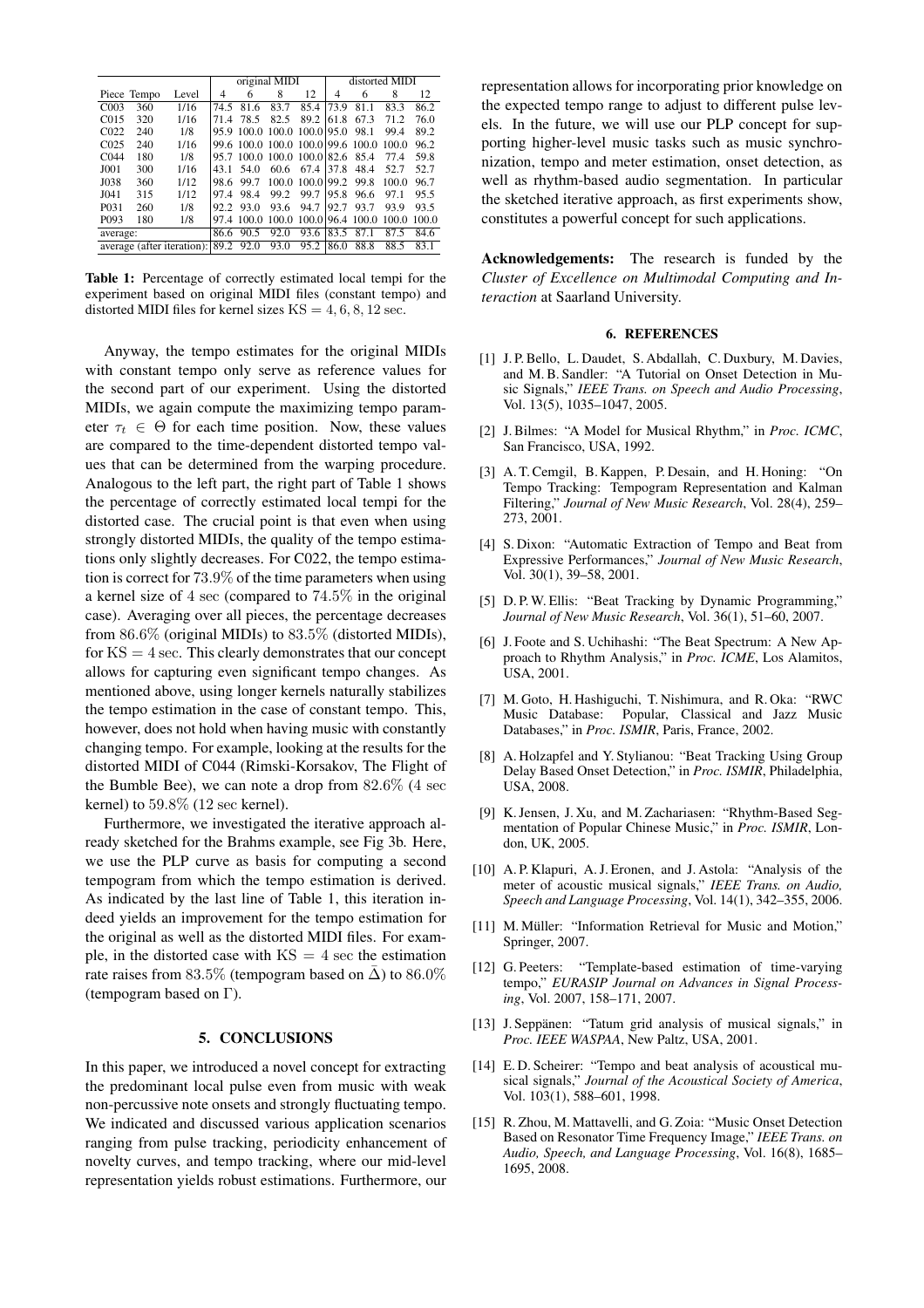| Piece | Tempo | Level | original MIDI | | | | distorted MIDI | | | |
|---|---|---|---|---|---|---|---|---|---|---|
| | | | 4 | 6 | 8 | 12 | 4 | 6 | 8 | 12 |
| C003 | 360 | 1/16 | 74.5 | 81.6 | 83.7 | 85.4 | 73.9 | 81.1 | 83.3 | 86.2 |
| C015 | 320 | 1/16 | 71.4 | 78.5 | 82.5 | 89.2 | 61.8 | 67.3 | 71.2 | 76.0 |
| C022 | 240 | 1/8 | 95.9 | 100.0 | 100.0 | 100.0 | 95.0 | 98.1 | 99.4 | 89.2 |
| C025 | 240 | 1/16 | 99.6 | 100.0 | 100.0 | 100.0 | 99.6 | 100.0 | 100.0 | 96.2 |
| C044 | 180 | 1/8 | 95.7 | 100.0 | 100.0 | 100.0 | 82.6 | 85.4 | 77.4 | 59.8 |
| J001 | 300 | 1/16 | 43.1 | 54.0 | 60.6 | 67.4 | 37.8 | 48.4 | 52.7 | 52.7 |
| J038 | 360 | 1/12 | 98.6 | 99.7 | 100.0 | 100.0 | 99.2 | 99.8 | 100.0 | 96.7 |
| J041 | 315 | 1/12 | 97.4 | 98.4 | 99.2 | 99.7 | 95.8 | 96.6 | 97.1 | 95.5 |
| P031 | 260 | 1/8 | 92.2 | 93.0 | 93.6 | 94.7 | 92.7 | 93.7 | 93.9 | 93.5 |
| P093 | 180 | 1/8 | 97.4 | 100.0 | 100.0 | 100.0 | 96.4 | 100.0 | 100.0 | 100.0 |
| average: | | | 86.6 | 90.5 | 92.0 | 93.6 | 83.5 | 87.1 | 87.5 | 84.6 |
| average (after iteration): | | | 89.2 | 92.0 | 93.0 | 95.2 | 86.0 | 88.8 | 88.5 | 83.1 |

**Table 1:** Percentage of correctly estimated local tempi for the experiment based on original MIDI files (constant tempo) and distorted MIDI files for kernel sizes $\mathrm{KS} = 4, 6, 8, 12$ sec.

Anyway, the tempo estimates for the original MIDIs with constant tempo only serve as reference values for the second part of our experiment. Using the distorted MIDIs, we again compute the maximizing tempo parameter $\tau_t \in \Theta$ for each time position. Now, these values are compared to the time-dependent distorted tempo values that can be determined from the warping procedure. Analogous to the left part, the right part of Table 1 shows the percentage of correctly estimated local tempi for the distorted case. The crucial point is that even when using strongly distorted MIDIs, the quality of the tempo estimations only slightly decreases. For C022, the tempo estimation is correct for $73.9\%$ of the time parameters when using a kernel size of $4$ sec (compared to $74.5\%$ in the original case). Averaging over all pieces, the percentage decreases from $86.6\%$ (original MIDIs) to $83.5\%$ (distorted MIDIs), for $\mathrm{KS} = 4$ sec. This clearly demonstrates that our concept allows for capturing even significant tempo changes. As mentioned above, using longer kernels naturally stabilizes the tempo estimation in the case of constant tempo. This, however, does not hold when having music with constantly changing tempo. For example, looking at the results for the distorted MIDI of C044 (Rimski-Korsakov, The Flight of the Bumble Bee), we can note a drop from $82.6\%$ ($4$ sec kernel) to $59.8\%$ ($12$ sec kernel).

Furthermore, we investigated the iterative approach already sketched for the Brahms example, see Fig 3b. Here, we use the PLP curve as basis for computing a second tempogram from which the tempo estimation is derived. As indicated by the last line of Table 1, this iteration indeed yields an improvement for the tempo estimation for the original as well as the distorted MIDI files. For example, in the distorted case with $\mathrm{KS} = 4$ sec the estimation rate raises from $83.5\%$ (tempogram based on $\bar{\Delta}$) to $86.0\%$ (tempogram based on $\Gamma$).

## 5. CONCLUSIONS

In this paper, we introduced a novel concept for extracting the predominant local pulse even from music with weak non-percussive note onsets and strongly fluctuating tempo. We indicated and discussed various application scenarios ranging from pulse tracking, periodicity enhancement of novelty curves, and tempo tracking, where our mid-level representation yields robust estimations. Furthermore, our representation allows for incorporating prior knowledge on the expected tempo range to adjust to different pulse levels. In the future, we will use our PLP concept for supporting higher-level music tasks such as music synchronization, tempo and meter estimation, onset detection, as well as rhythm-based audio segmentation. In particular the sketched iterative approach, as first experiments show, constitutes a powerful concept for such applications.

**Acknowledgements:** The research is funded by the *Cluster of Excellence on Multimodal Computing and Interaction* at Saarland University.

## 6. REFERENCES

[1] J. P. Bello, L. Daudet, S. Abdallah, C. Duxbury, M. Davies, and M. B. Sandler: "A Tutorial on Onset Detection in Music Signals," *IEEE Trans. on Speech and Audio Processing*, Vol. 13(5), 1035–1047, 2005.

[2] J. Bilmes: "A Model for Musical Rhythm," in *Proc. ICMC*, San Francisco, USA, 1992.

[3] A. T. Cemgil, B. Kappen, P. Desain, and H. Honing: "On Tempo Tracking: Tempogram Representation and Kalman Filtering," *Journal of New Music Research*, Vol. 28(4), 259–273, 2001.

[4] S. Dixon: "Automatic Extraction of Tempo and Beat from Expressive Performances," *Journal of New Music Research*, Vol. 30(1), 39–58, 2001.

[5] D. P. W. Ellis: "Beat Tracking by Dynamic Programming," *Journal of New Music Research*, Vol. 36(1), 51–60, 2007.

[6] J. Foote and S. Uchihashi: "The Beat Spectrum: A New Approach to Rhythm Analysis," in *Proc. ICME*, Los Alamitos, USA, 2001.

[7] M. Goto, H. Hashiguchi, T. Nishimura, and R. Oka: "RWC Music Database: Popular, Classical and Jazz Music Databases," in *Proc. ISMIR*, Paris, France, 2002.

[8] A. Holzapfel and Y. Stylianou: "Beat Tracking Using Group Delay Based Onset Detection," in *Proc. ISMIR*, Philadelphia, USA, 2008.

[9] K. Jensen, J. Xu, and M. Zachariasen: "Rhythm-Based Segmentation of Popular Chinese Music," in *Proc. ISMIR*, London, UK, 2005.

[10] A. P. Klapuri, A. J. Eronen, and J. Astola: "Analysis of the meter of acoustic musical signals," *IEEE Trans. on Audio, Speech and Language Processing*, Vol. 14(1), 342–355, 2006.

[11] M. Müller: "Information Retrieval for Music and Motion," Springer, 2007.

[12] G. Peeters: "Template-based estimation of time-varying tempo," *EURASIP Journal on Advances in Signal Processing*, Vol. 2007, 158–171, 2007.

[13] J. Seppänen: "Tatum grid analysis of musical signals," in *Proc. IEEE WASPAA*, New Paltz, USA, 2001.

[14] E. D. Scheirer: "Tempo and beat analysis of acoustical musical signals," *Journal of the Acoustical Society of America*, Vol. 103(1), 588–601, 1998.

[15] R. Zhou, M. Mattavelli, and G. Zoia: "Music Onset Detection Based on Resonator Time Frequency Image," *IEEE Trans. on Audio, Speech, and Language Processing*, Vol. 16(8), 1685–1695, 2008.